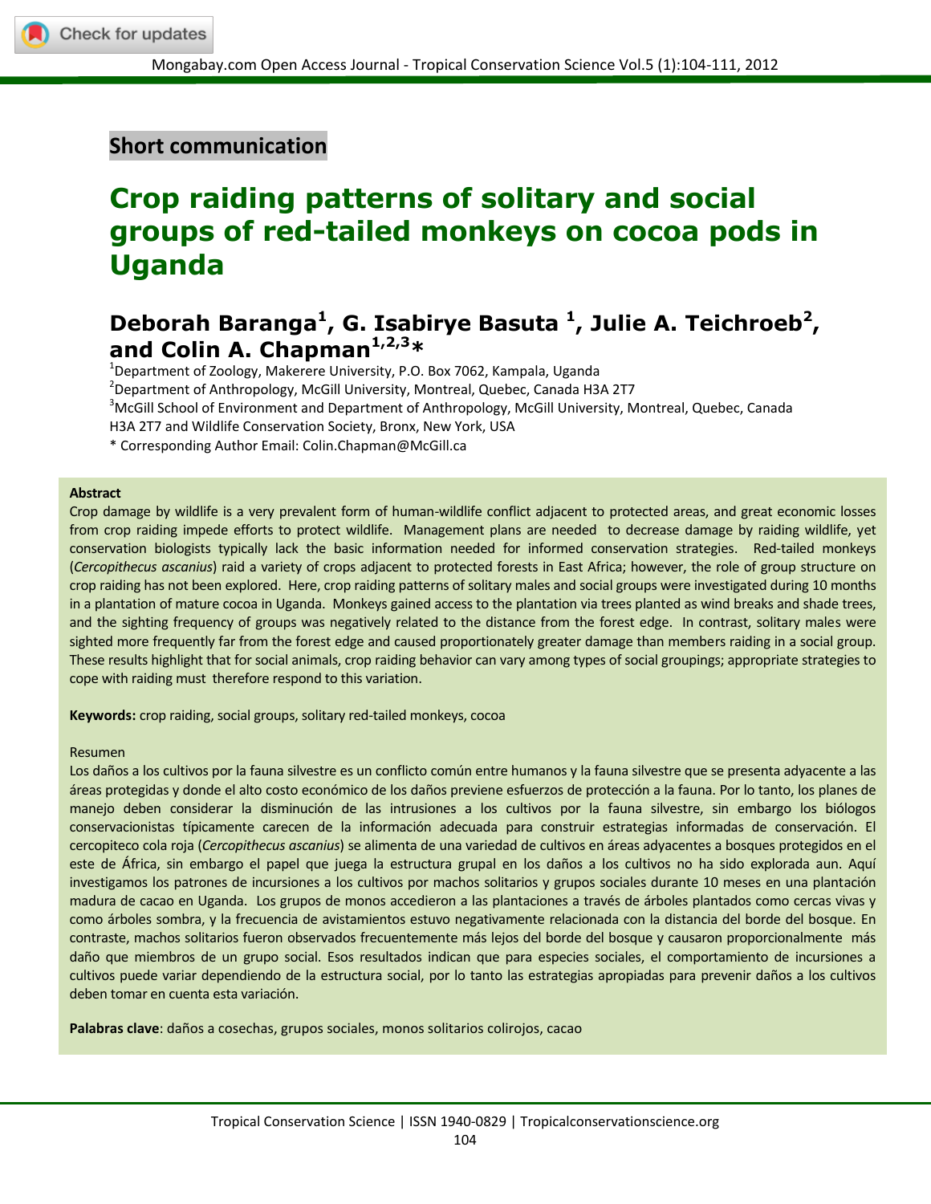Short communication

# Crop raiding patterns of solitary and social groups of red-tailed monkeys on cocoa pods in Uganda

**Deborah Baranga[1], G. Isabirye Basuta [1], Julie A. Teichroeb[2], and Colin A. Chapman[1,2,3]***

[1]Department of Zoology, Makerere University, P.O. Box 7062, Kampala, Uganda

[2]Department of Anthropology, McGill University, Montreal, Quebec, Canada H3A 2T7

[3]McGill School of Environment and Department of Anthropology, McGill University, Montreal, Quebec, Canada H3A 2T7 and Wildlife Conservation Society, Bronx, New York, USA

* Corresponding Author Email: Colin.Chapman@McGill.ca

**Abstract**

Crop damage by wildlife is a very prevalent form of human-wildlife conflict adjacent to protected areas, and great economic losses from crop raiding impede efforts to protect wildlife. Management plans are needed to decrease damage by raiding wildlife, yet conservation biologists typically lack the basic information needed for informed conservation strategies. Red-tailed monkeys (*Cercopithecus ascanius*) raid a variety of crops adjacent to protected forests in East Africa; however, the role of group structure on crop raiding has not been explored. Here, crop raiding patterns of solitary males and social groups were investigated during 10 months in a plantation of mature cocoa in Uganda. Monkeys gained access to the plantation via trees planted as wind breaks and shade trees, and the sighting frequency of groups was negatively related to the distance from the forest edge. In contrast, solitary males were sighted more frequently far from the forest edge and caused proportionately greater damage than members raiding in a social group. These results highlight that for social animals, crop raiding behavior can vary among types of social groupings; appropriate strategies to cope with raiding must therefore respond to this variation.

**Keywords:** crop raiding, social groups, solitary red-tailed monkeys, cocoa

Resumen

Los daños a los cultivos por la fauna silvestre es un conflicto común entre humanos y la fauna silvestre que se presenta adyacente a las áreas protegidas y donde el alto costo económico de los daños previene esfuerzos de protección a la fauna. Por lo tanto, los planes de manejo deben considerar la disminución de las intrusiones a los cultivos por la fauna silvestre, sin embargo los biólogos conservacionistas típicamente carecen de la información adecuada para construir estrategias informadas de conservación. El cercopiteco cola roja (*Cercopithecus ascanius*) se alimenta de una variedad de cultivos en áreas adyacentes a bosques protegidos en el este de África, sin embargo el papel que juega la estructura grupal en los daños a los cultivos no ha sido explorada aun. Aquí investigamos los patrones de incursiones a los cultivos por machos solitarios y grupos sociales durante 10 meses en una plantación madura de cacao en Uganda. Los grupos de monos accedieron a las plantaciones a través de árboles plantados como cercas vivas y como árboles sombra, y la frecuencia de avistamientos estuvo negativamente relacionada con la distancia del borde del bosque. En contraste, machos solitarios fueron observados frecuentemente más lejos del borde del bosque y causaron proporcionalmente más daño que miembros de un grupo social. Esos resultados indican que para especies sociales, el comportamiento de incursiones a cultivos puede variar dependiendo de la estructura social, por lo tanto las estrategias apropiadas para prevenir daños a los cultivos deben tomar en cuenta esta variación.

**Palabras clave**: daños a cosechas, grupos sociales, monos solitarios colirojos, cacao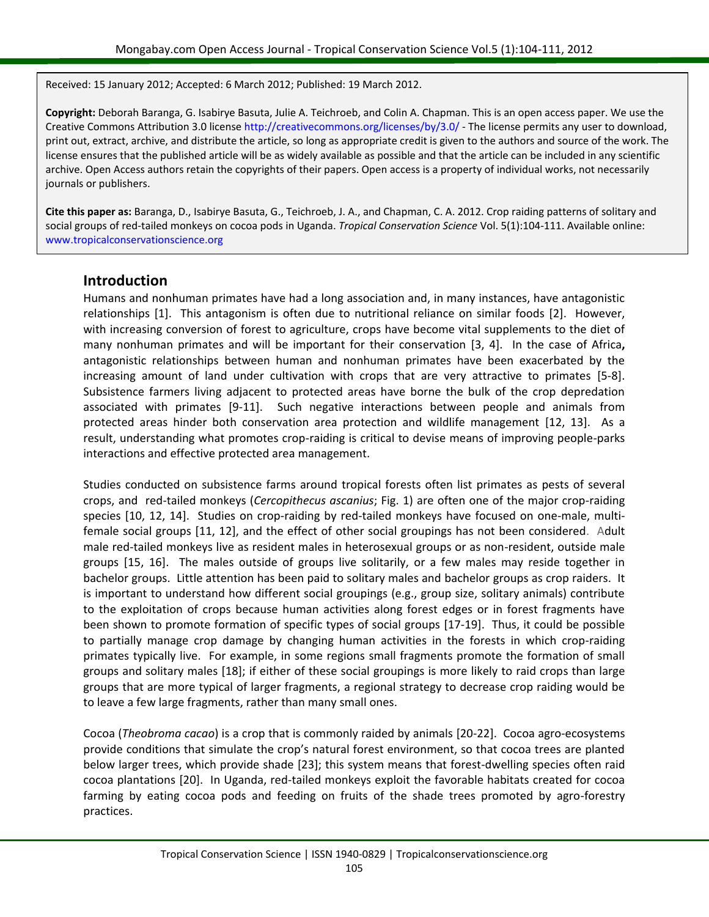Received: 15 January 2012; Accepted: 6 March 2012; Published: 19 March 2012.

**Copyright:** Deborah Baranga, G. Isabirye Basuta, Julie A. Teichroeb, and Colin A. Chapman. This is an open access paper. We use the Creative Commons Attribution 3.0 license http://creativecommons.org/licenses/by/3.0/ - The license permits any user to download, print out, extract, archive, and distribute the article, so long as appropriate credit is given to the authors and source of the work. The license ensures that the published article will be as widely available as possible and that the article can be included in any scientific archive. Open Access authors retain the copyrights of their papers. Open access is a property of individual works, not necessarily journals or publishers.

**Cite this paper as:** Baranga, D., Isabirye Basuta, G., Teichroeb, J. A., and Chapman, C. A. 2012. Crop raiding patterns of solitary and social groups of red-tailed monkeys on cocoa pods in Uganda. *Tropical Conservation Science* Vol. 5(1):104-111. Available online: www.tropicalconservationscience.org

## Introduction

Humans and nonhuman primates have had a long association and, in many instances, have antagonistic relationships [1]. This antagonism is often due to nutritional reliance on similar foods [2]. However, with increasing conversion of forest to agriculture, crops have become vital supplements to the diet of many nonhuman primates and will be important for their conservation [3, 4]. In the case of Africa**,** antagonistic relationships between human and nonhuman primates have been exacerbated by the increasing amount of land under cultivation with crops that are very attractive to primates [5-8]. Subsistence farmers living adjacent to protected areas have borne the bulk of the crop depredation associated with primates [9-11]. Such negative interactions between people and animals from protected areas hinder both conservation area protection and wildlife management [12, 13]. As a result, understanding what promotes crop-raiding is critical to devise means of improving people-parks interactions and effective protected area management.

Studies conducted on subsistence farms around tropical forests often list primates as pests of several crops, and red-tailed monkeys (*Cercopithecus ascanius*; Fig. 1) are often one of the major crop-raiding species [10, 12, 14]. Studies on crop-raiding by red-tailed monkeys have focused on one-male, multi-female social groups [11, 12], and the effect of other social groupings has not been considered. Adult male red-tailed monkeys live as resident males in heterosexual groups or as non-resident, outside male groups [15, 16]. The males outside of groups live solitarily, or a few males may reside together in bachelor groups. Little attention has been paid to solitary males and bachelor groups as crop raiders. It is important to understand how different social groupings (e.g., group size, solitary animals) contribute to the exploitation of crops because human activities along forest edges or in forest fragments have been shown to promote formation of specific types of social groups [17-19]. Thus, it could be possible to partially manage crop damage by changing human activities in the forests in which crop-raiding primates typically live. For example, in some regions small fragments promote the formation of small groups and solitary males [18]; if either of these social groupings is more likely to raid crops than large groups that are more typical of larger fragments, a regional strategy to decrease crop raiding would be to leave a few large fragments, rather than many small ones.

Cocoa (*Theobroma cacao*) is a crop that is commonly raided by animals [20-22]. Cocoa agro-ecosystems provide conditions that simulate the crop's natural forest environment, so that cocoa trees are planted below larger trees, which provide shade [23]; this system means that forest-dwelling species often raid cocoa plantations [20]. In Uganda, red-tailed monkeys exploit the favorable habitats created for cocoa farming by eating cocoa pods and feeding on fruits of the shade trees promoted by agro-forestry practices.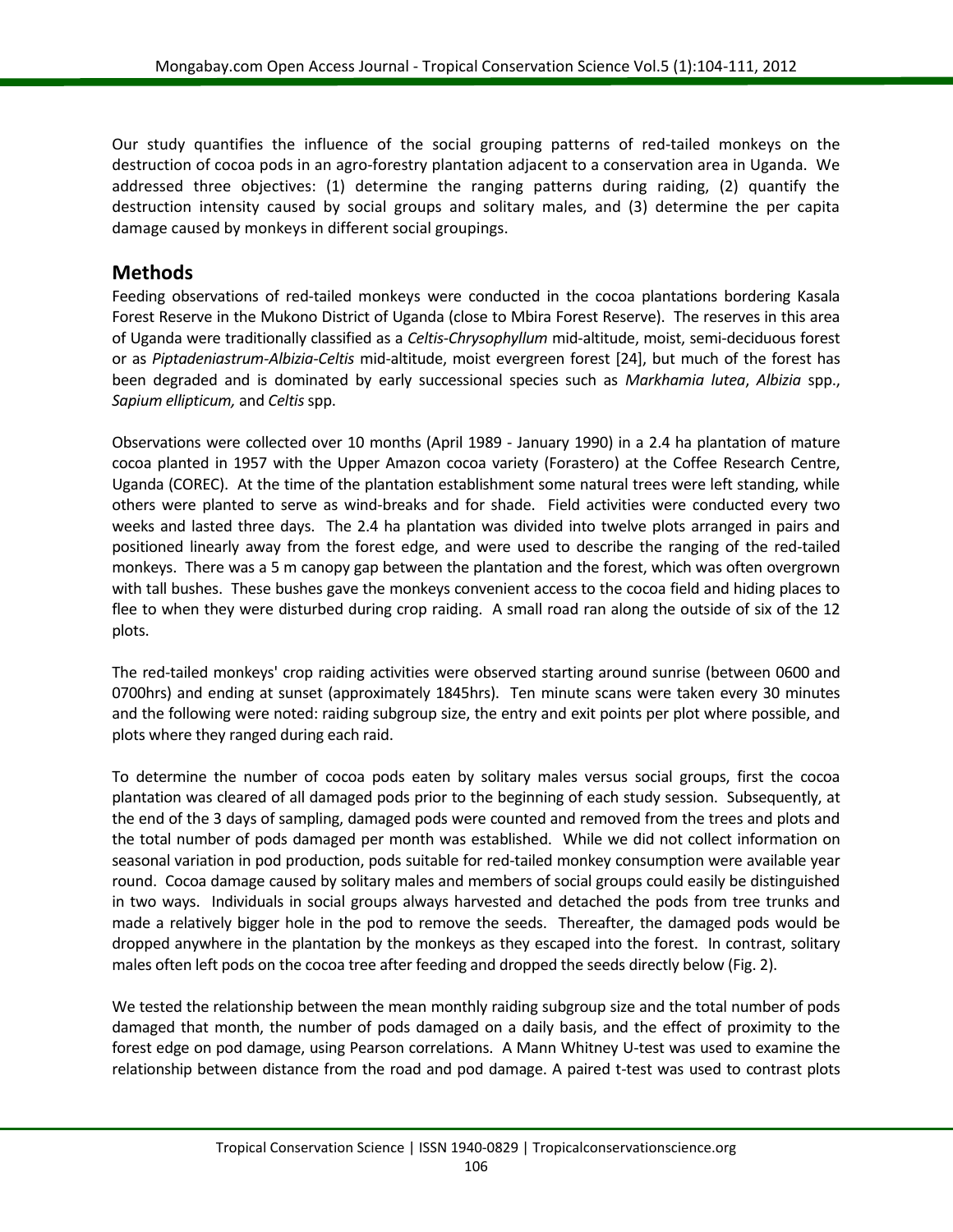Our study quantifies the influence of the social grouping patterns of red-tailed monkeys on the destruction of cocoa pods in an agro-forestry plantation adjacent to a conservation area in Uganda. We addressed three objectives: (1) determine the ranging patterns during raiding, (2) quantify the destruction intensity caused by social groups and solitary males, and (3) determine the per capita damage caused by monkeys in different social groupings.

## Methods

Feeding observations of red-tailed monkeys were conducted in the cocoa plantations bordering Kasala Forest Reserve in the Mukono District of Uganda (close to Mbira Forest Reserve). The reserves in this area of Uganda were traditionally classified as a *Celtis-Chrysophyllum* mid-altitude, moist, semi-deciduous forest or as *Piptadeniastrum-Albizia-Celtis* mid-altitude, moist evergreen forest [24], but much of the forest has been degraded and is dominated by early successional species such as *Markhamia lutea*, *Albizia* spp., *Sapium ellipticum,* and *Celtis* spp.

Observations were collected over 10 months (April 1989 - January 1990) in a 2.4 ha plantation of mature cocoa planted in 1957 with the Upper Amazon cocoa variety (Forastero) at the Coffee Research Centre, Uganda (COREC). At the time of the plantation establishment some natural trees were left standing, while others were planted to serve as wind-breaks and for shade. Field activities were conducted every two weeks and lasted three days. The 2.4 ha plantation was divided into twelve plots arranged in pairs and positioned linearly away from the forest edge, and were used to describe the ranging of the red-tailed monkeys. There was a 5 m canopy gap between the plantation and the forest, which was often overgrown with tall bushes. These bushes gave the monkeys convenient access to the cocoa field and hiding places to flee to when they were disturbed during crop raiding. A small road ran along the outside of six of the 12 plots.

The red-tailed monkeys' crop raiding activities were observed starting around sunrise (between 0600 and 0700hrs) and ending at sunset (approximately 1845hrs). Ten minute scans were taken every 30 minutes and the following were noted: raiding subgroup size, the entry and exit points per plot where possible, and plots where they ranged during each raid.

To determine the number of cocoa pods eaten by solitary males versus social groups, first the cocoa plantation was cleared of all damaged pods prior to the beginning of each study session. Subsequently, at the end of the 3 days of sampling, damaged pods were counted and removed from the trees and plots and the total number of pods damaged per month was established. While we did not collect information on seasonal variation in pod production, pods suitable for red-tailed monkey consumption were available year round. Cocoa damage caused by solitary males and members of social groups could easily be distinguished in two ways. Individuals in social groups always harvested and detached the pods from tree trunks and made a relatively bigger hole in the pod to remove the seeds. Thereafter, the damaged pods would be dropped anywhere in the plantation by the monkeys as they escaped into the forest. In contrast, solitary males often left pods on the cocoa tree after feeding and dropped the seeds directly below (Fig. 2).

We tested the relationship between the mean monthly raiding subgroup size and the total number of pods damaged that month, the number of pods damaged on a daily basis, and the effect of proximity to the forest edge on pod damage, using Pearson correlations. A Mann Whitney U-test was used to examine the relationship between distance from the road and pod damage. A paired t-test was used to contrast plots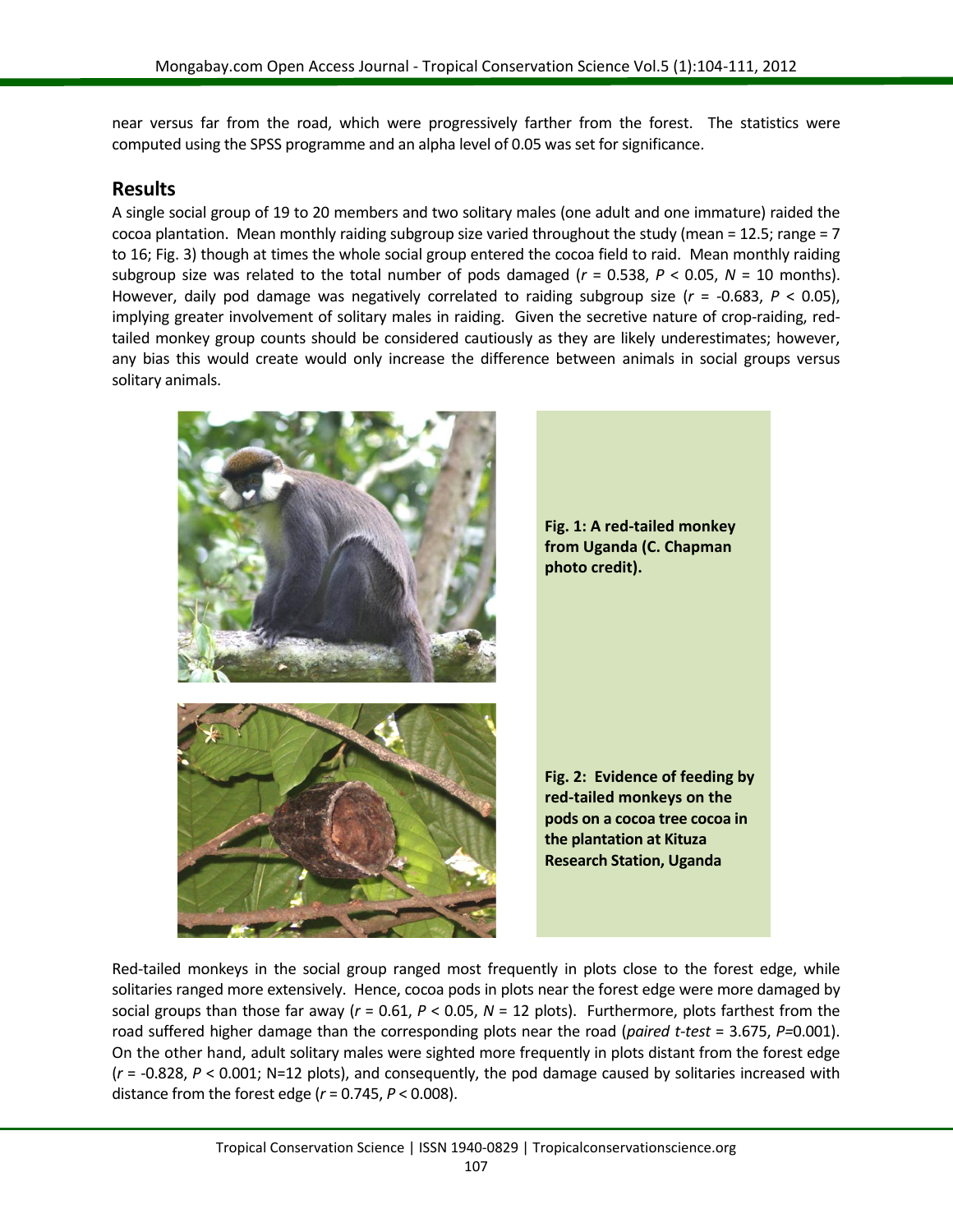near versus far from the road, which were progressively farther from the forest. The statistics were computed using the SPSS programme and an alpha level of 0.05 was set for significance.

## Results

A single social group of 19 to 20 members and two solitary males (one adult and one immature) raided the cocoa plantation. Mean monthly raiding subgroup size varied throughout the study (mean = 12.5; range = 7 to 16; Fig. 3) though at times the whole social group entered the cocoa field to raid. Mean monthly raiding subgroup size was related to the total number of pods damaged ($r = 0.538$, $P < 0.05$, $N = 10$ months). However, daily pod damage was negatively correlated to raiding subgroup size ($r = -0.683$, $P < 0.05$), implying greater involvement of solitary males in raiding. Given the secretive nature of crop-raiding, red-tailed monkey group counts should be considered cautiously as they are likely underestimates; however, any bias this would create would only increase the difference between animals in social groups versus solitary animals.

**Fig. 1: A red-tailed monkey from Uganda (C. Chapman photo credit).**

**Fig. 2: Evidence of feeding by red-tailed monkeys on the pods on a cocoa tree cocoa in the plantation at Kituza Research Station, Uganda**

Red-tailed monkeys in the social group ranged most frequently in plots close to the forest edge, while solitaries ranged more extensively. Hence, cocoa pods in plots near the forest edge were more damaged by social groups than those far away ($r = 0.61$, $P < 0.05$, $N = 12$ plots). Furthermore, plots farthest from the road suffered higher damage than the corresponding plots near the road (*paired t-test* = 3.675, $P$=0.001). On the other hand, adult solitary males were sighted more frequently in plots distant from the forest edge ($r = -0.828$, $P < 0.001$; N=12 plots), and consequently, the pod damage caused by solitaries increased with distance from the forest edge ($r = 0.745$, $P < 0.008$).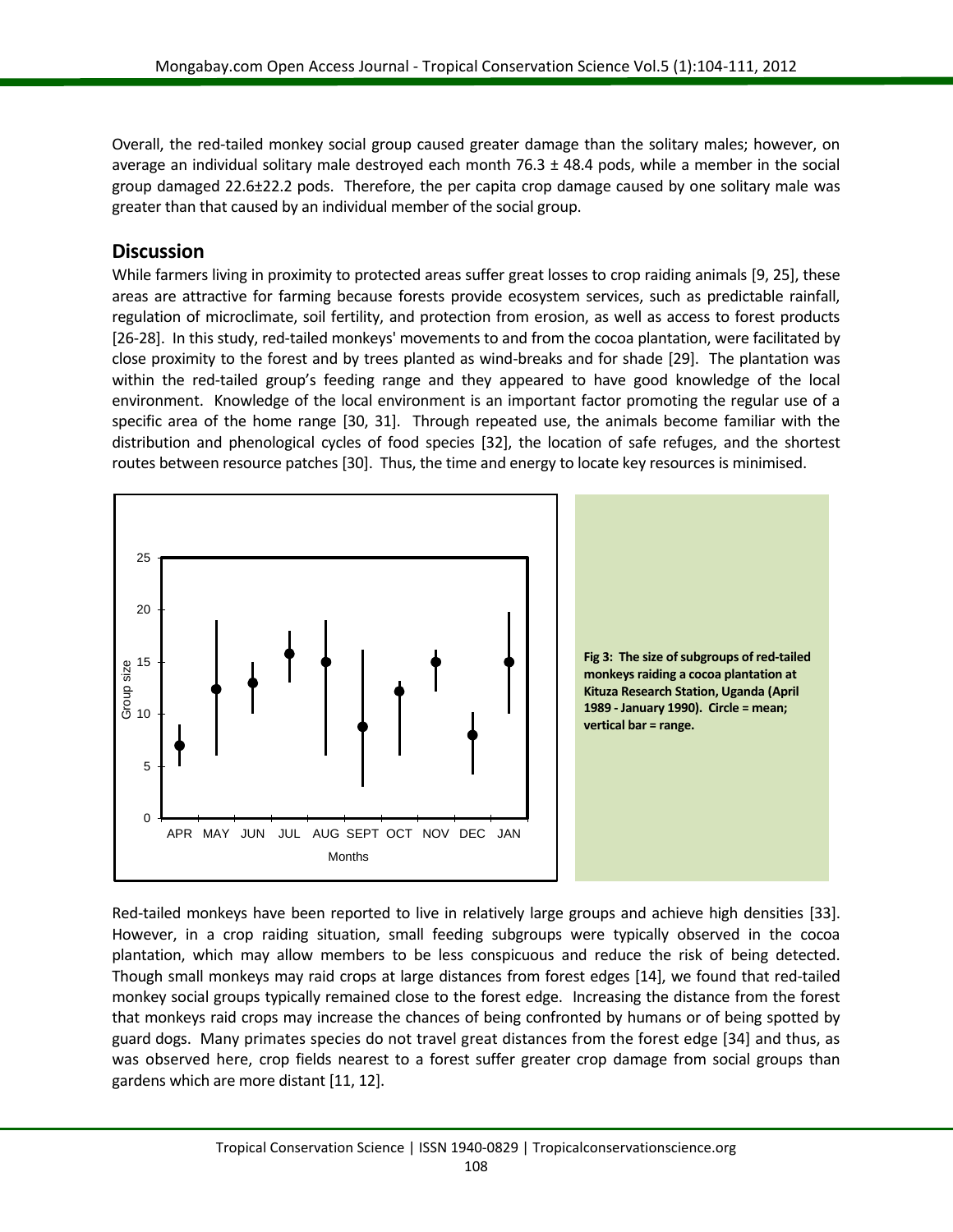Overall, the red-tailed monkey social group caused greater damage than the solitary males; however, on average an individual solitary male destroyed each month 76.3 ± 48.4 pods, while a member in the social group damaged 22.6±22.2 pods. Therefore, the per capita crop damage caused by one solitary male was greater than that caused by an individual member of the social group.

## Discussion

While farmers living in proximity to protected areas suffer great losses to crop raiding animals [9, 25], these areas are attractive for farming because forests provide ecosystem services, such as predictable rainfall, regulation of microclimate, soil fertility, and protection from erosion, as well as access to forest products [26-28]. In this study, red-tailed monkeys' movements to and from the cocoa plantation, were facilitated by close proximity to the forest and by trees planted as wind-breaks and for shade [29]. The plantation was within the red-tailed group's feeding range and they appeared to have good knowledge of the local environment. Knowledge of the local environment is an important factor promoting the regular use of a specific area of the home range [30, 31]. Through repeated use, the animals become familiar with the distribution and phenological cycles of food species [32], the location of safe refuges, and the shortest routes between resource patches [30]. Thus, the time and energy to locate key resources is minimised.

**Fig 3: The size of subgroups of red-tailed monkeys raiding a cocoa plantation at Kituza Research Station, Uganda (April 1989 - January 1990). Circle = mean; vertical bar = range.**

Red-tailed monkeys have been reported to live in relatively large groups and achieve high densities [33]. However, in a crop raiding situation, small feeding subgroups were typically observed in the cocoa plantation, which may allow members to be less conspicuous and reduce the risk of being detected. Though small monkeys may raid crops at large distances from forest edges [14], we found that red-tailed monkey social groups typically remained close to the forest edge. Increasing the distance from the forest that monkeys raid crops may increase the chances of being confronted by humans or of being spotted by guard dogs. Many primates species do not travel great distances from the forest edge [34] and thus, as was observed here, crop fields nearest to a forest suffer greater crop damage from social groups than gardens which are more distant [11, 12].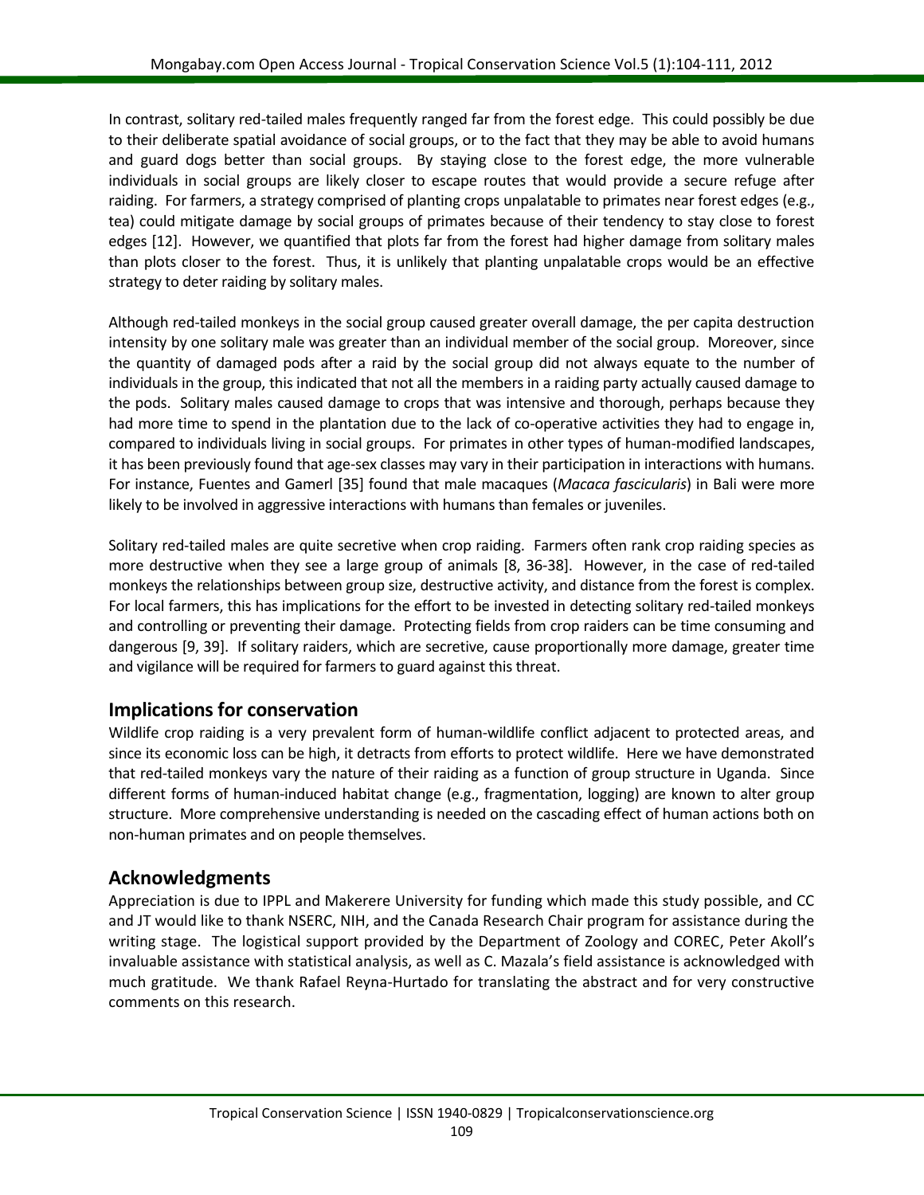In contrast, solitary red-tailed males frequently ranged far from the forest edge. This could possibly be due to their deliberate spatial avoidance of social groups, or to the fact that they may be able to avoid humans and guard dogs better than social groups. By staying close to the forest edge, the more vulnerable individuals in social groups are likely closer to escape routes that would provide a secure refuge after raiding. For farmers, a strategy comprised of planting crops unpalatable to primates near forest edges (e.g., tea) could mitigate damage by social groups of primates because of their tendency to stay close to forest edges [12]. However, we quantified that plots far from the forest had higher damage from solitary males than plots closer to the forest. Thus, it is unlikely that planting unpalatable crops would be an effective strategy to deter raiding by solitary males.

Although red-tailed monkeys in the social group caused greater overall damage, the per capita destruction intensity by one solitary male was greater than an individual member of the social group. Moreover, since the quantity of damaged pods after a raid by the social group did not always equate to the number of individuals in the group, this indicated that not all the members in a raiding party actually caused damage to the pods. Solitary males caused damage to crops that was intensive and thorough, perhaps because they had more time to spend in the plantation due to the lack of co-operative activities they had to engage in, compared to individuals living in social groups. For primates in other types of human-modified landscapes, it has been previously found that age-sex classes may vary in their participation in interactions with humans. For instance, Fuentes and Gamerl [35] found that male macaques (*Macaca fascicularis*) in Bali were more likely to be involved in aggressive interactions with humans than females or juveniles.

Solitary red-tailed males are quite secretive when crop raiding. Farmers often rank crop raiding species as more destructive when they see a large group of animals [8, 36-38]. However, in the case of red-tailed monkeys the relationships between group size, destructive activity, and distance from the forest is complex. For local farmers, this has implications for the effort to be invested in detecting solitary red-tailed monkeys and controlling or preventing their damage. Protecting fields from crop raiders can be time consuming and dangerous [9, 39]. If solitary raiders, which are secretive, cause proportionally more damage, greater time and vigilance will be required for farmers to guard against this threat.

## Implications for conservation

Wildlife crop raiding is a very prevalent form of human-wildlife conflict adjacent to protected areas, and since its economic loss can be high, it detracts from efforts to protect wildlife. Here we have demonstrated that red-tailed monkeys vary the nature of their raiding as a function of group structure in Uganda. Since different forms of human-induced habitat change (e.g., fragmentation, logging) are known to alter group structure. More comprehensive understanding is needed on the cascading effect of human actions both on non-human primates and on people themselves.

## Acknowledgments

Appreciation is due to IPPL and Makerere University for funding which made this study possible, and CC and JT would like to thank NSERC, NIH, and the Canada Research Chair program for assistance during the writing stage. The logistical support provided by the Department of Zoology and COREC, Peter Akoll's invaluable assistance with statistical analysis, as well as C. Mazala's field assistance is acknowledged with much gratitude. We thank Rafael Reyna-Hurtado for translating the abstract and for very constructive comments on this research.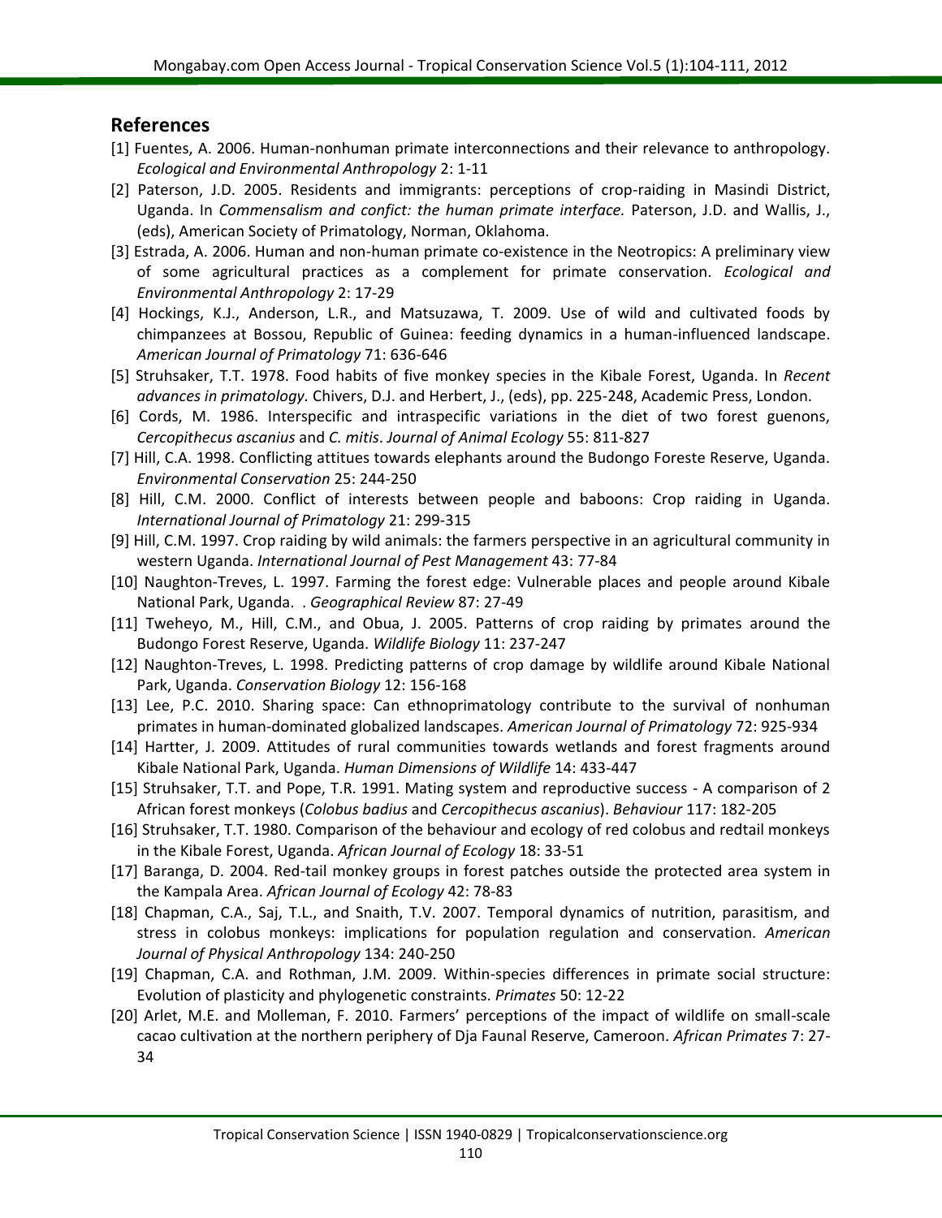## References

[1] Fuentes, A. 2006. Human-nonhuman primate interconnections and their relevance to anthropology. *Ecological and Environmental Anthropology* 2: 1-11

[2] Paterson, J.D. 2005. Residents and immigrants: perceptions of crop-raiding in Masindi District, Uganda. In *Commensalism and confict: the human primate interface.* Paterson, J.D. and Wallis, J., (eds), American Society of Primatology, Norman, Oklahoma.

[3] Estrada, A. 2006. Human and non-human primate co-existence in the Neotropics: A preliminary view of some agricultural practices as a complement for primate conservation. *Ecological and Environmental Anthropology* 2: 17-29

[4] Hockings, K.J., Anderson, L.R., and Matsuzawa, T. 2009. Use of wild and cultivated foods by chimpanzees at Bossou, Republic of Guinea: feeding dynamics in a human-influenced landscape. *American Journal of Primatology* 71: 636-646

[5] Struhsaker, T.T. 1978. Food habits of five monkey species in the Kibale Forest, Uganda. In *Recent advances in primatology.* Chivers, D.J. and Herbert, J., (eds), pp. 225-248, Academic Press, London.

[6] Cords, M. 1986. Interspecific and intraspecific variations in the diet of two forest guenons, *Cercopithecus ascanius* and *C. mitis*. *Journal of Animal Ecology* 55: 811-827

[7] Hill, C.A. 1998. Conflicting attitues towards elephants around the Budongo Foreste Reserve, Uganda. *Environmental Conservation* 25: 244-250

[8] Hill, C.M. 2000. Conflict of interests between people and baboons: Crop raiding in Uganda. *International Journal of Primatology* 21: 299-315

[9] Hill, C.M. 1997. Crop raiding by wild animals: the farmers perspective in an agricultural community in western Uganda. *International Journal of Pest Management* 43: 77-84

[10] Naughton-Treves, L. 1997. Farming the forest edge: Vulnerable places and people around Kibale National Park, Uganda. . *Geographical Review* 87: 27-49

[11] Tweheyo, M., Hill, C.M., and Obua, J. 2005. Patterns of crop raiding by primates around the Budongo Forest Reserve, Uganda. *Wildlife Biology* 11: 237-247

[12] Naughton-Treves, L. 1998. Predicting patterns of crop damage by wildlife around Kibale National Park, Uganda. *Conservation Biology* 12: 156-168

[13] Lee, P.C. 2010. Sharing space: Can ethnoprimatology contribute to the survival of nonhuman primates in human-dominated globalized landscapes. *American Journal of Primatology* 72: 925-934

[14] Hartter, J. 2009. Attitudes of rural communities towards wetlands and forest fragments around Kibale National Park, Uganda. *Human Dimensions of Wildlife* 14: 433-447

[15] Struhsaker, T.T. and Pope, T.R. 1991. Mating system and reproductive success - A comparison of 2 African forest monkeys (*Colobus badius* and *Cercopithecus ascanius*). *Behaviour* 117: 182-205

[16] Struhsaker, T.T. 1980. Comparison of the behaviour and ecology of red colobus and redtail monkeys in the Kibale Forest, Uganda. *African Journal of Ecology* 18: 33-51

[17] Baranga, D. 2004. Red-tail monkey groups in forest patches outside the protected area system in the Kampala Area. *African Journal of Ecology* 42: 78-83

[18] Chapman, C.A., Saj, T.L., and Snaith, T.V. 2007. Temporal dynamics of nutrition, parasitism, and stress in colobus monkeys: implications for population regulation and conservation. *American Journal of Physical Anthropology* 134: 240-250

[19] Chapman, C.A. and Rothman, J.M. 2009. Within-species differences in primate social structure: Evolution of plasticity and phylogenetic constraints. *Primates* 50: 12-22

[20] Arlet, M.E. and Molleman, F. 2010. Farmers' perceptions of the impact of wildlife on small-scale cacao cultivation at the northern periphery of Dja Faunal Reserve, Cameroon. *African Primates* 7: 27-34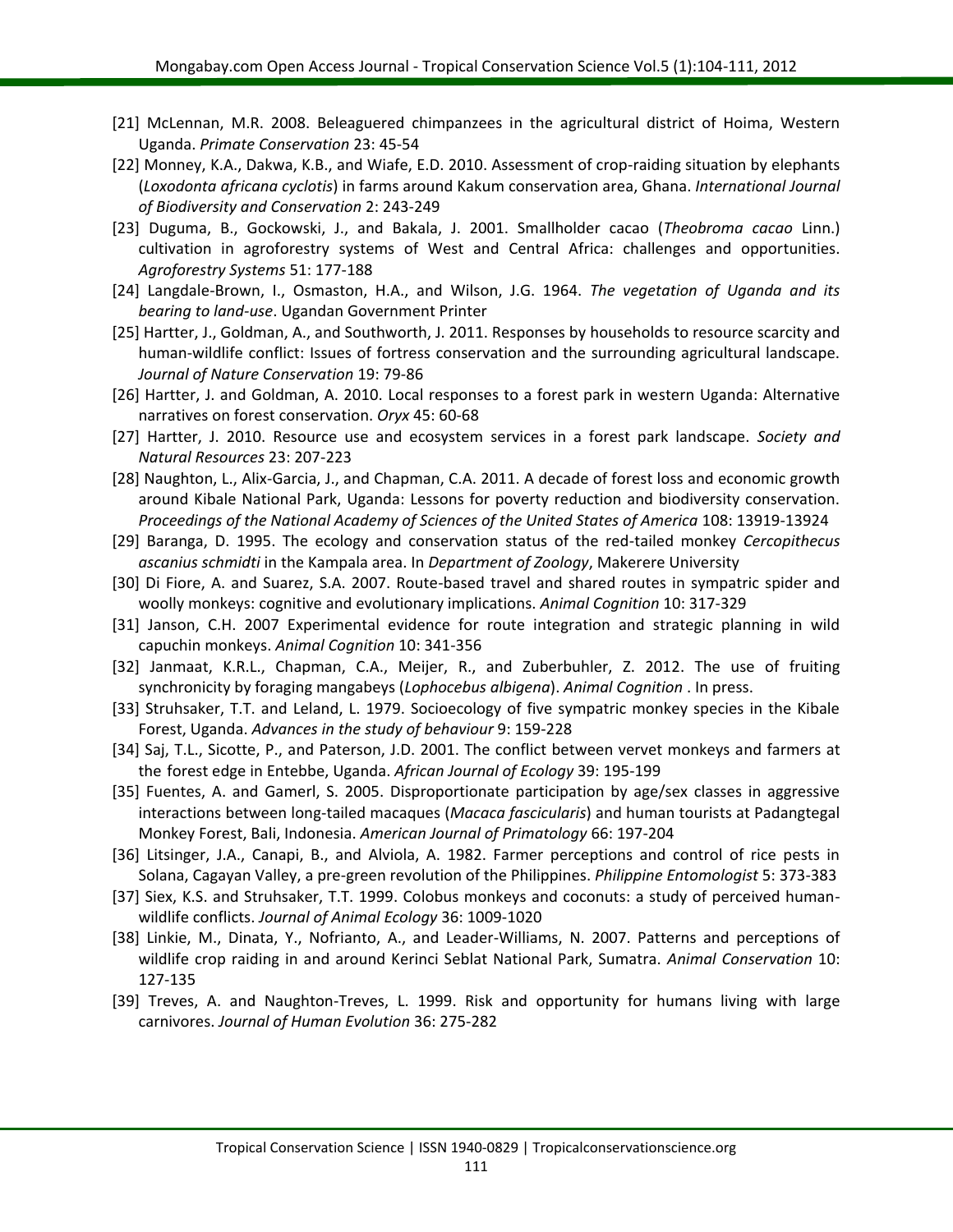[21] McLennan, M.R. 2008. Beleaguered chimpanzees in the agricultural district of Hoima, Western Uganda. *Primate Conservation* 23: 45-54

[22] Monney, K.A., Dakwa, K.B., and Wiafe, E.D. 2010. Assessment of crop-raiding situation by elephants (*Loxodonta africana cyclotis*) in farms around Kakum conservation area, Ghana. *International Journal of Biodiversity and Conservation* 2: 243-249

[23] Duguma, B., Gockowski, J., and Bakala, J. 2001. Smallholder cacao (*Theobroma cacao* Linn.) cultivation in agroforestry systems of West and Central Africa: challenges and opportunities. *Agroforestry Systems* 51: 177-188

[24] Langdale-Brown, I., Osmaston, H.A., and Wilson, J.G. 1964. *The vegetation of Uganda and its bearing to land-use*. Ugandan Government Printer

[25] Hartter, J., Goldman, A., and Southworth, J. 2011. Responses by households to resource scarcity and human-wildlife conflict: Issues of fortress conservation and the surrounding agricultural landscape. *Journal of Nature Conservation* 19: 79-86

[26] Hartter, J. and Goldman, A. 2010. Local responses to a forest park in western Uganda: Alternative narratives on forest conservation. *Oryx* 45: 60-68

[27] Hartter, J. 2010. Resource use and ecosystem services in a forest park landscape. *Society and Natural Resources* 23: 207-223

[28] Naughton, L., Alix-Garcia, J., and Chapman, C.A. 2011. A decade of forest loss and economic growth around Kibale National Park, Uganda: Lessons for poverty reduction and biodiversity conservation. *Proceedings of the National Academy of Sciences of the United States of America* 108: 13919-13924

[29] Baranga, D. 1995. The ecology and conservation status of the red-tailed monkey *Cercopithecus ascanius schmidti* in the Kampala area. In *Department of Zoology*, Makerere University

[30] Di Fiore, A. and Suarez, S.A. 2007. Route-based travel and shared routes in sympatric spider and woolly monkeys: cognitive and evolutionary implications. *Animal Cognition* 10: 317-329

[31] Janson, C.H. 2007 Experimental evidence for route integration and strategic planning in wild capuchin monkeys. *Animal Cognition* 10: 341-356

[32] Janmaat, K.R.L., Chapman, C.A., Meijer, R., and Zuberbuhler, Z. 2012. The use of fruiting synchronicity by foraging mangabeys (*Lophocebus albigena*). *Animal Cognition* . In press.

[33] Struhsaker, T.T. and Leland, L. 1979. Socioecology of five sympatric monkey species in the Kibale Forest, Uganda. *Advances in the study of behaviour* 9: 159-228

[34] Saj, T.L., Sicotte, P., and Paterson, J.D. 2001. The conflict between vervet monkeys and farmers at the forest edge in Entebbe, Uganda. *African Journal of Ecology* 39: 195-199

[35] Fuentes, A. and Gamerl, S. 2005. Disproportionate participation by age/sex classes in aggressive interactions between long-tailed macaques (*Macaca fascicularis*) and human tourists at Padangtegal Monkey Forest, Bali, Indonesia. *American Journal of Primatology* 66: 197-204

[36] Litsinger, J.A., Canapi, B., and Alviola, A. 1982. Farmer perceptions and control of rice pests in Solana, Cagayan Valley, a pre-green revolution of the Philippines. *Philippine Entomologist* 5: 373-383

[37] Siex, K.S. and Struhsaker, T.T. 1999. Colobus monkeys and coconuts: a study of perceived human-wildlife conflicts. *Journal of Animal Ecology* 36: 1009-1020

[38] Linkie, M., Dinata, Y., Nofrianto, A., and Leader-Williams, N. 2007. Patterns and perceptions of wildlife crop raiding in and around Kerinci Seblat National Park, Sumatra. *Animal Conservation* 10: 127-135

[39] Treves, A. and Naughton-Treves, L. 1999. Risk and opportunity for humans living with large carnivores. *Journal of Human Evolution* 36: 275-282